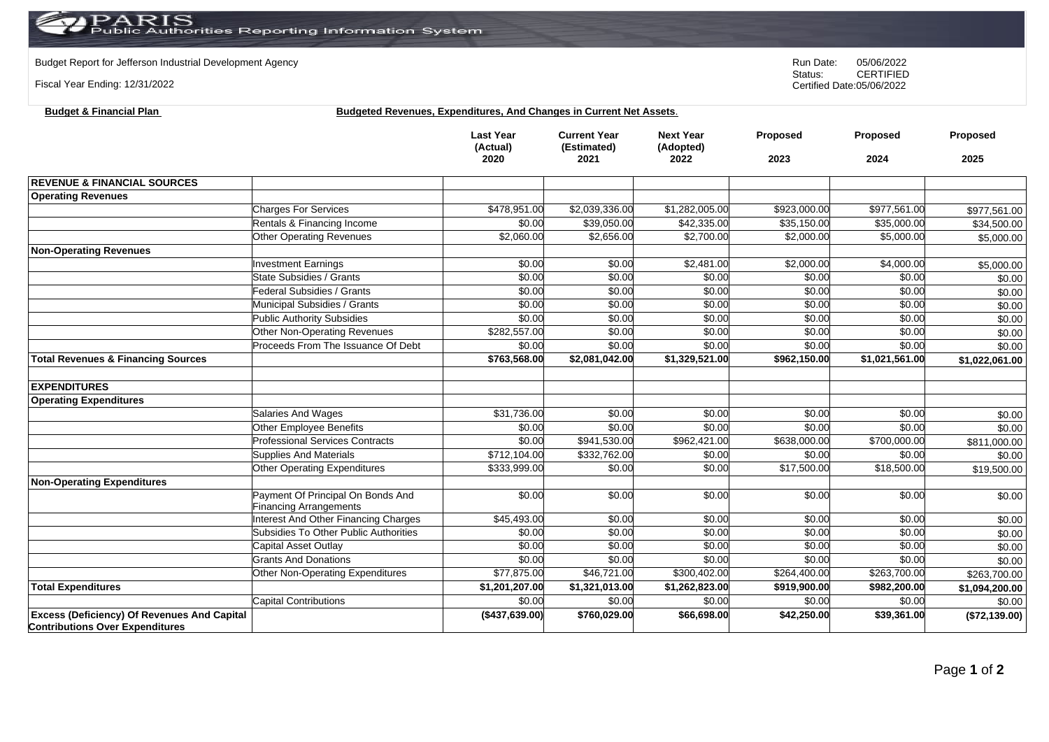PARIS Public Authorities Reporting Information System

Budget Report for Jefferson Industrial Development Agency

Fiscal Year Ending: 12/31/2022

Run Date: 05/06/2022
Status: CERTIFIED
Certified Date:05/06/2022

**Budget & Financial Plan** **Budgeted Revenues, Expenditures, And Changes in Current Net Assets.**

| | | Last Year (Actual) 2020 | Current Year (Estimated) 2021 | Next Year (Adopted) 2022 | Proposed 2023 | Proposed 2024 | Proposed 2025 |
|---|---|---|---|---|---|---|---|
| **REVENUE & FINANCIAL SOURCES** | | | | | | | |
| **Operating Revenues** | | | | | | | |
| | Charges For Services | $478,951.00 | $2,039,336.00 | $1,282,005.00 | $923,000.00 | $977,561.00 | $977,561.00 |
| | Rentals & Financing Income | $0.00 | $39,050.00 | $42,335.00 | $35,150.00 | $35,000.00 | $34,500.00 |
| | Other Operating Revenues | $2,060.00 | $2,656.00 | $2,700.00 | $2,000.00 | $5,000.00 | $5,000.00 |
| **Non-Operating Revenues** | | | | | | | |
| | Investment Earnings | $0.00 | $0.00 | $2,481.00 | $2,000.00 | $4,000.00 | $5,000.00 |
| | State Subsidies / Grants | $0.00 | $0.00 | $0.00 | $0.00 | $0.00 | $0.00 |
| | Federal Subsidies / Grants | $0.00 | $0.00 | $0.00 | $0.00 | $0.00 | $0.00 |
| | Municipal Subsidies / Grants | $0.00 | $0.00 | $0.00 | $0.00 | $0.00 | $0.00 |
| | Public Authority Subsidies | $0.00 | $0.00 | $0.00 | $0.00 | $0.00 | $0.00 |
| | Other Non-Operating Revenues | $282,557.00 | $0.00 | $0.00 | $0.00 | $0.00 | $0.00 |
| | Proceeds From The Issuance Of Debt | $0.00 | $0.00 | $0.00 | $0.00 | $0.00 | $0.00 |
| **Total Revenues & Financing Sources** | | **$763,568.00** | **$2,081,042.00** | **$1,329,521.00** | **$962,150.00** | **$1,021,561.00** | **$1,022,061.00** |
| | | | | | | | |
| **EXPENDITURES** | | | | | | | |
| **Operating Expenditures** | | | | | | | |
| | Salaries And Wages | $31,736.00 | $0.00 | $0.00 | $0.00 | $0.00 | $0.00 |
| | Other Employee Benefits | $0.00 | $0.00 | $0.00 | $0.00 | $0.00 | $0.00 |
| | Professional Services Contracts | $0.00 | $941,530.00 | $962,421.00 | $638,000.00 | $700,000.00 | $811,000.00 |
| | Supplies And Materials | $712,104.00 | $332,762.00 | $0.00 | $0.00 | $0.00 | $0.00 |
| | Other Operating Expenditures | $333,999.00 | $0.00 | $0.00 | $17,500.00 | $18,500.00 | $19,500.00 |
| **Non-Operating Expenditures** | | | | | | | |
| | Payment Of Principal On Bonds And Financing Arrangements | $0.00 | $0.00 | $0.00 | $0.00 | $0.00 | $0.00 |
| | Interest And Other Financing Charges | $45,493.00 | $0.00 | $0.00 | $0.00 | $0.00 | $0.00 |
| | Subsidies To Other Public Authorities | $0.00 | $0.00 | $0.00 | $0.00 | $0.00 | $0.00 |
| | Capital Asset Outlay | $0.00 | $0.00 | $0.00 | $0.00 | $0.00 | $0.00 |
| | Grants And Donations | $0.00 | $0.00 | $0.00 | $0.00 | $0.00 | $0.00 |
| | Other Non-Operating Expenditures | $77,875.00 | $46,721.00 | $300,402.00 | $264,400.00 | $263,700.00 | $263,700.00 |
| **Total Expenditures** | | **$1,201,207.00** | **$1,321,013.00** | **$1,262,823.00** | **$919,900.00** | **$982,200.00** | **$1,094,200.00** |
| | Capital Contributions | $0.00 | $0.00 | $0.00 | $0.00 | $0.00 | $0.00 |
| **Excess (Deficiency) Of Revenues And Capital Contributions Over Expenditures** | | **($437,639.00)** | **$760,029.00** | **$66,698.00** | **$42,250.00** | **$39,361.00** | **($72,139.00)** |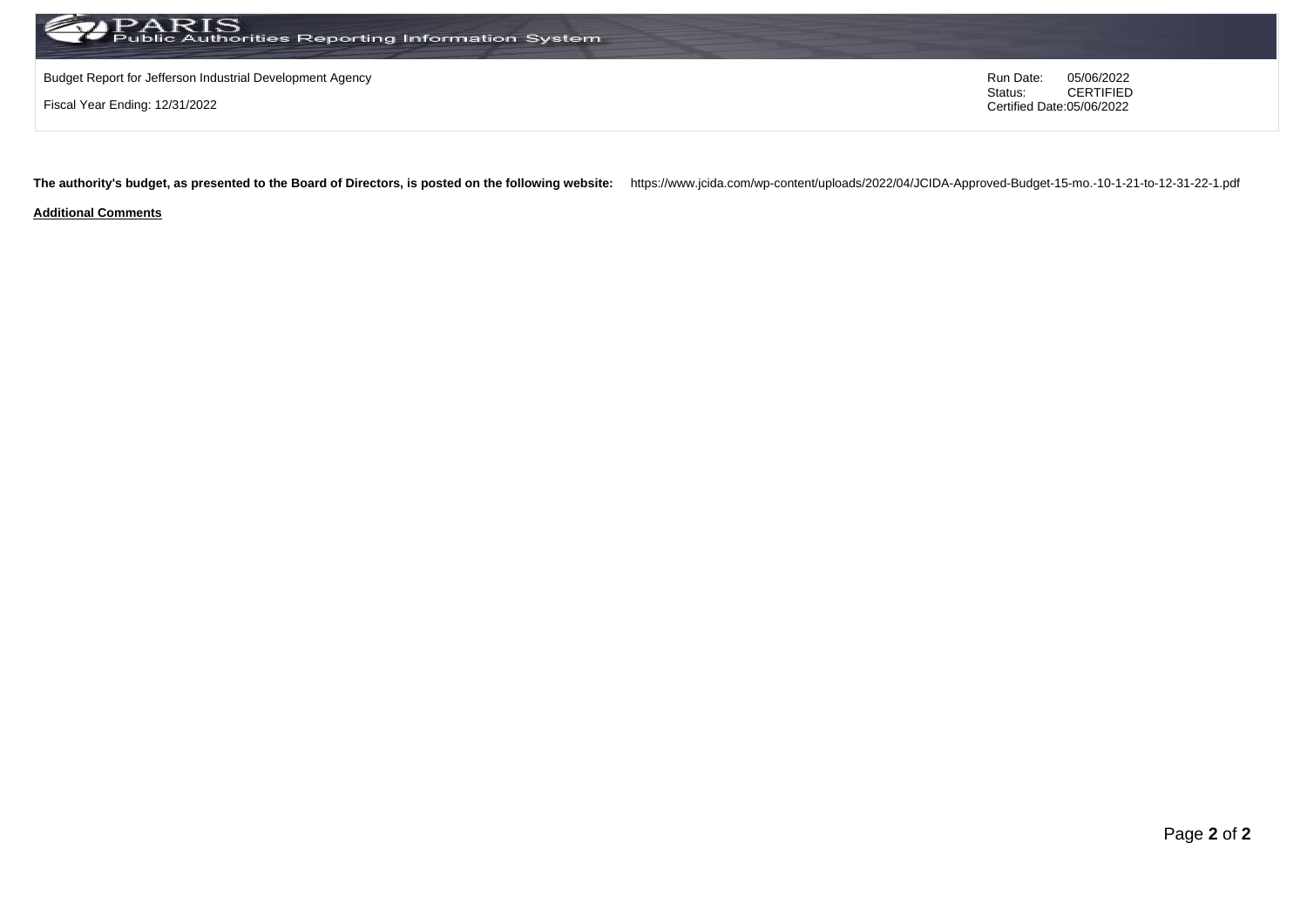Budget Report for Jefferson Industrial Development Agency

Fiscal Year Ending: 12/31/2022

Run Date: 05/06/2022
Status: CERTIFIED
Certified Date: 05/06/2022

**The authority's budget, as presented to the Board of Directors, is posted on the following website:** https://www.jcida.com/wp-content/uploads/2022/04/JCIDA-Approved-Budget-15-mo.-10-1-21-to-12-31-22-1.pdf

**Additional Comments**